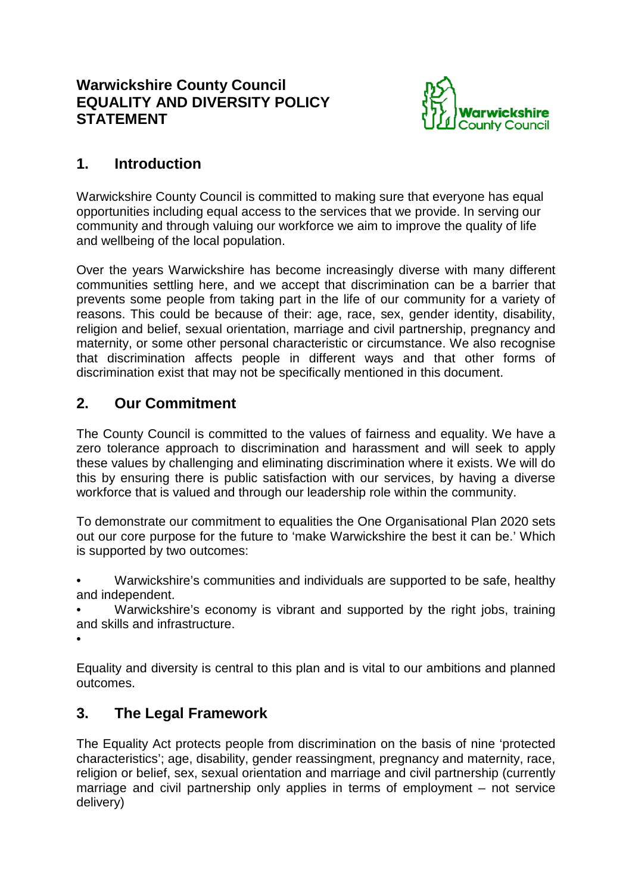# Warwickshire County Council EQUALITY AND DIVERSITY POLICY STATEMENT

## 1. Introduction

Warwickshire County Council is committed to making sure that everyone has equal opportunities including equal access to the services that we provide. In serving our community and through valuing our workforce we aim to improve the quality of life and wellbeing of the local population.

Over the years Warwickshire has become increasingly diverse with many different communities settling here, and we accept that discrimination can be a barrier that prevents some people from taking part in the life of our community for a variety of reasons. This could be because of their: age, race, sex, gender identity, disability, religion and belief, sexual orientation, marriage and civil partnership, pregnancy and maternity, or some other personal characteristic or circumstance. We also recognise that discrimination affects people in different ways and that other forms of discrimination exist that may not be specifically mentioned in this document.

## 2. Our Commitment

The County Council is committed to the values of fairness and equality. We have a zero tolerance approach to discrimination and harassment and will seek to apply these values by challenging and eliminating discrimination where it exists. We will do this by ensuring there is public satisfaction with our services, by having a diverse workforce that is valued and through our leadership role within the community.

To demonstrate our commitment to equalities the One Organisational Plan 2020 sets out our core purpose for the future to 'make Warwickshire the best it can be.' Which is supported by two outcomes:

- Warwickshire's communities and individuals are supported to be safe, healthy and independent.
- Warwickshire's economy is vibrant and supported by the right jobs, training and skills and infrastructure.

Equality and diversity is central to this plan and is vital to our ambitions and planned outcomes.

## 3. The Legal Framework

The Equality Act protects people from discrimination on the basis of nine 'protected characteristics'; age, disability, gender reassingment, pregnancy and maternity, race, religion or belief, sex, sexual orientation and marriage and civil partnership (currently marriage and civil partnership only applies in terms of employment – not service delivery)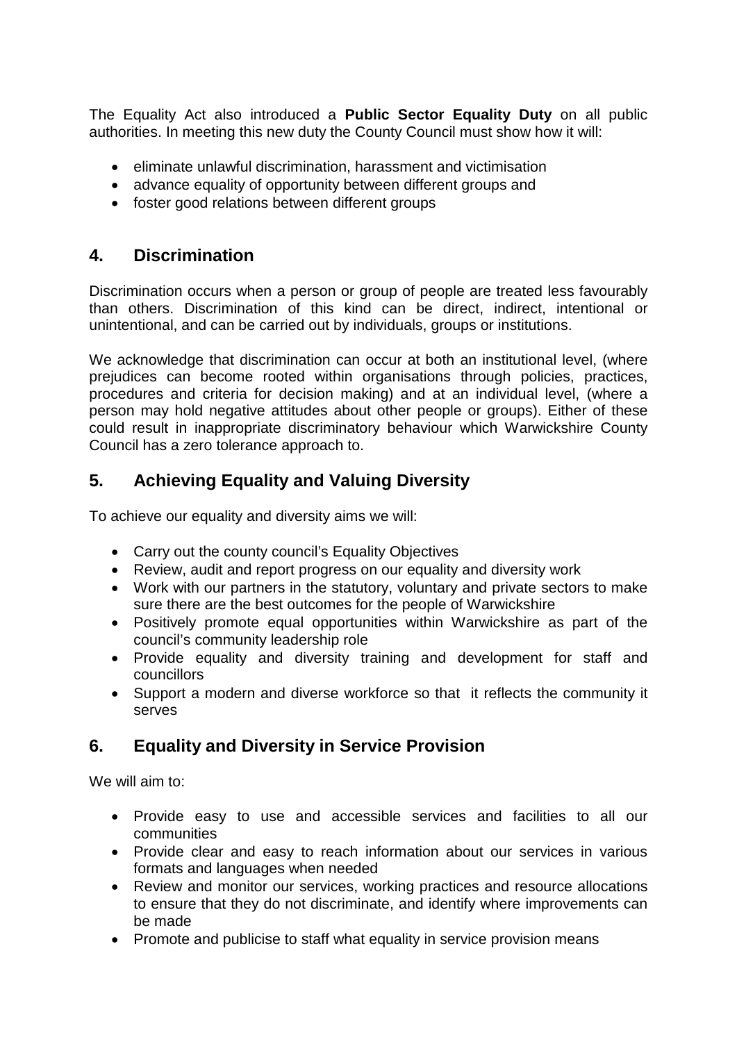The Equality Act also introduced a **Public Sector Equality Duty** on all public authorities. In meeting this new duty the County Council must show how it will:

- eliminate unlawful discrimination, harassment and victimisation
- advance equality of opportunity between different groups and
- foster good relations between different groups

## 4. Discrimination

Discrimination occurs when a person or group of people are treated less favourably than others. Discrimination of this kind can be direct, indirect, intentional or unintentional, and can be carried out by individuals, groups or institutions.

We acknowledge that discrimination can occur at both an institutional level, (where prejudices can become rooted within organisations through policies, practices, procedures and criteria for decision making) and at an individual level, (where a person may hold negative attitudes about other people or groups). Either of these could result in inappropriate discriminatory behaviour which Warwickshire County Council has a zero tolerance approach to.

## 5. Achieving Equality and Valuing Diversity

To achieve our equality and diversity aims we will:

- Carry out the county council's Equality Objectives
- Review, audit and report progress on our equality and diversity work
- Work with our partners in the statutory, voluntary and private sectors to make sure there are the best outcomes for the people of Warwickshire
- Positively promote equal opportunities within Warwickshire as part of the council's community leadership role
- Provide equality and diversity training and development for staff and councillors
- Support a modern and diverse workforce so that it reflects the community it serves

## 6. Equality and Diversity in Service Provision

We will aim to:

- Provide easy to use and accessible services and facilities to all our communities
- Provide clear and easy to reach information about our services in various formats and languages when needed
- Review and monitor our services, working practices and resource allocations to ensure that they do not discriminate, and identify where improvements can be made
- Promote and publicise to staff what equality in service provision means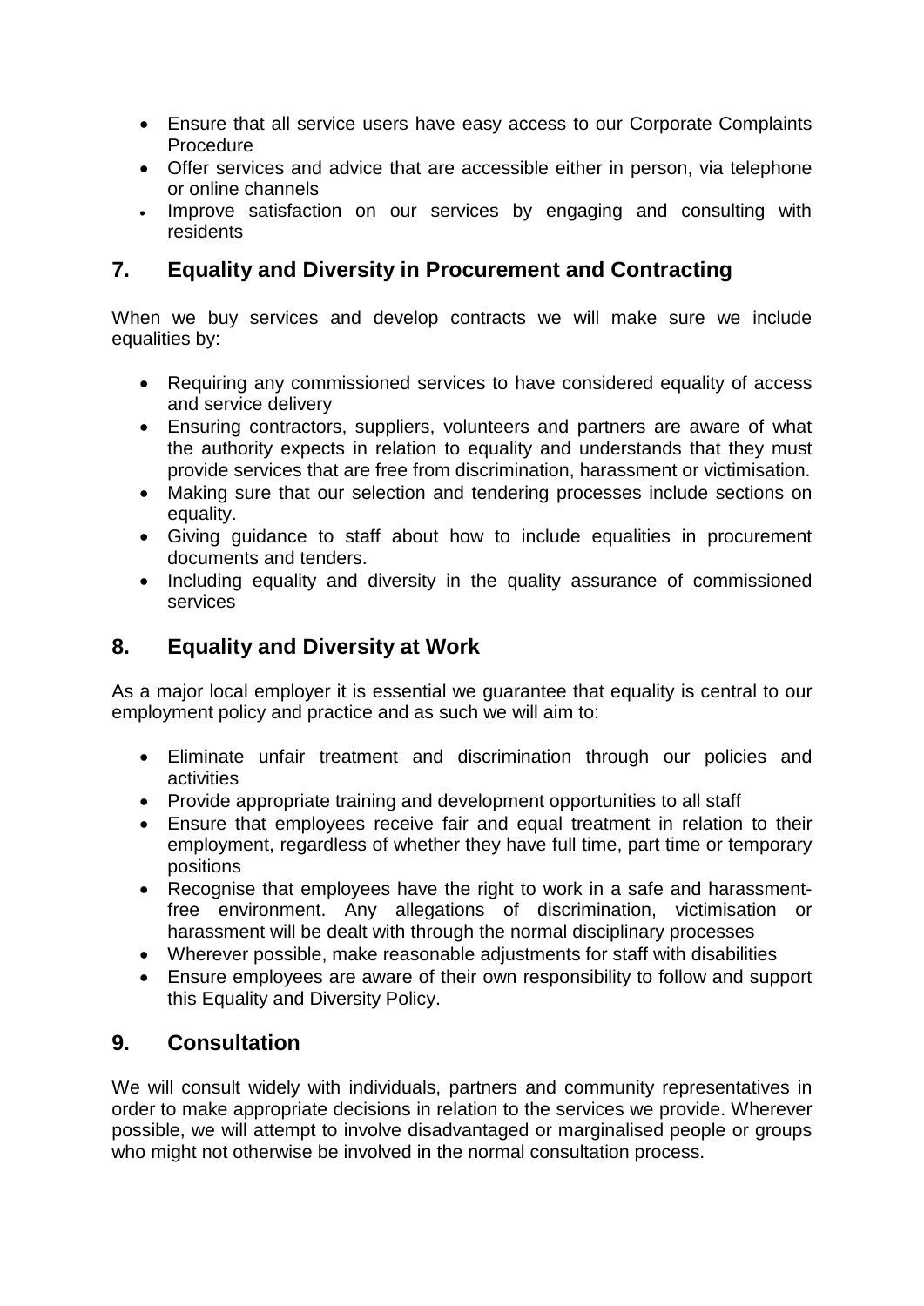- Ensure that all service users have easy access to our Corporate Complaints Procedure
- Offer services and advice that are accessible either in person, via telephone or online channels
- Improve satisfaction on our services by engaging and consulting with residents

## 7. Equality and Diversity in Procurement and Contracting

When we buy services and develop contracts we will make sure we include equalities by:

- Requiring any commissioned services to have considered equality of access and service delivery
- Ensuring contractors, suppliers, volunteers and partners are aware of what the authority expects in relation to equality and understands that they must provide services that are free from discrimination, harassment or victimisation.
- Making sure that our selection and tendering processes include sections on equality.
- Giving guidance to staff about how to include equalities in procurement documents and tenders.
- Including equality and diversity in the quality assurance of commissioned services

## 8. Equality and Diversity at Work

As a major local employer it is essential we guarantee that equality is central to our employment policy and practice and as such we will aim to:

- Eliminate unfair treatment and discrimination through our policies and activities
- Provide appropriate training and development opportunities to all staff
- Ensure that employees receive fair and equal treatment in relation to their employment, regardless of whether they have full time, part time or temporary positions
- Recognise that employees have the right to work in a safe and harassment-free environment. Any allegations of discrimination, victimisation or harassment will be dealt with through the normal disciplinary processes
- Wherever possible, make reasonable adjustments for staff with disabilities
- Ensure employees are aware of their own responsibility to follow and support this Equality and Diversity Policy.

## 9. Consultation

We will consult widely with individuals, partners and community representatives in order to make appropriate decisions in relation to the services we provide. Wherever possible, we will attempt to involve disadvantaged or marginalised people or groups who might not otherwise be involved in the normal consultation process.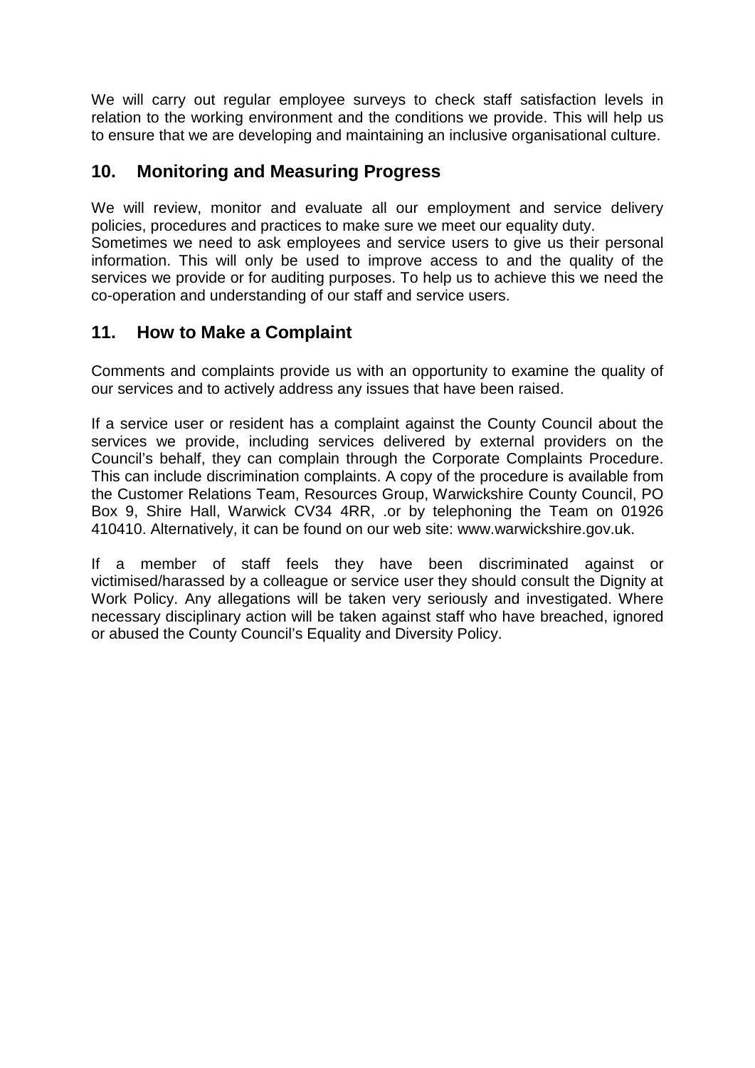We will carry out regular employee surveys to check staff satisfaction levels in relation to the working environment and the conditions we provide. This will help us to ensure that we are developing and maintaining an inclusive organisational culture.

## 10. Monitoring and Measuring Progress

We will review, monitor and evaluate all our employment and service delivery policies, procedures and practices to make sure we meet our equality duty.
Sometimes we need to ask employees and service users to give us their personal information. This will only be used to improve access to and the quality of the services we provide or for auditing purposes. To help us to achieve this we need the co-operation and understanding of our staff and service users.

## 11. How to Make a Complaint

Comments and complaints provide us with an opportunity to examine the quality of our services and to actively address any issues that have been raised.

If a service user or resident has a complaint against the County Council about the services we provide, including services delivered by external providers on the Council's behalf, they can complain through the Corporate Complaints Procedure. This can include discrimination complaints. A copy of the procedure is available from the Customer Relations Team, Resources Group, Warwickshire County Council, PO Box 9, Shire Hall, Warwick CV34 4RR, .or by telephoning the Team on 01926 410410. Alternatively, it can be found on our web site: www.warwickshire.gov.uk.

If a member of staff feels they have been discriminated against or victimised/harassed by a colleague or service user they should consult the Dignity at Work Policy. Any allegations will be taken very seriously and investigated. Where necessary disciplinary action will be taken against staff who have breached, ignored or abused the County Council's Equality and Diversity Policy.